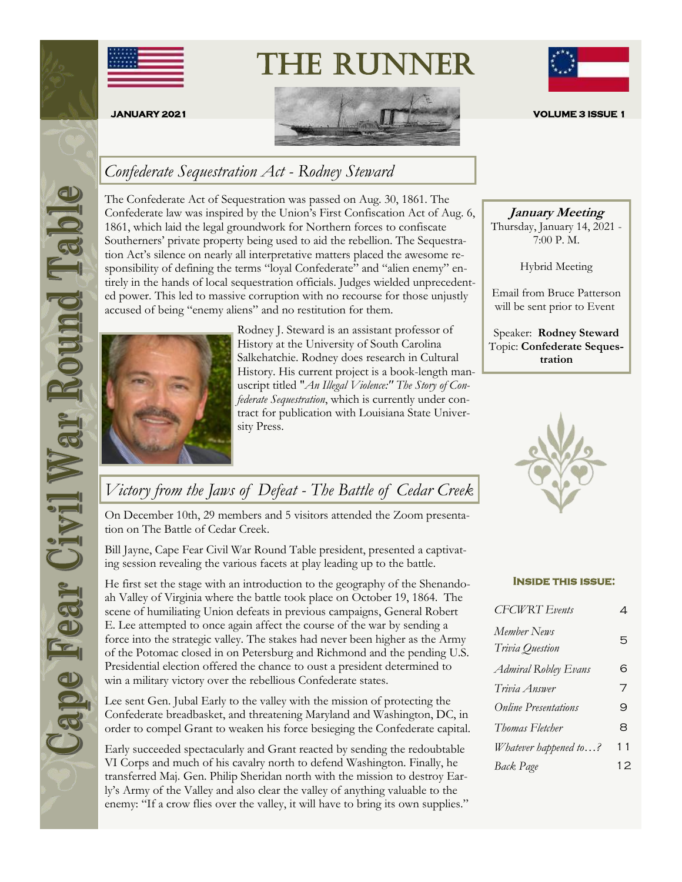# The Runner

**JANUARY 2021** **VOLUME 3 ISSUE 1**

Cape Fear Civil War Round Table

## *Confederate Sequestration Act - Rodney Steward*

The Confederate Act of Sequestration was passed on Aug. 30, 1861. The Confederate law was inspired by the Union's First Confiscation Act of Aug. 6, 1861, which laid the legal groundwork for Northern forces to confiscate Southerners' private property being used to aid the rebellion. The Sequestration Act's silence on nearly all interpretative matters placed the awesome responsibility of defining the terms "loyal Confederate" and "alien enemy" entirely in the hands of local sequestration officials. Judges wielded unprecedented power. This led to massive corruption with no recourse for those unjustly accused of being "enemy aliens" and no restitution for them.

Rodney J. Steward is an assistant professor of History at the University of South Carolina Salkehatchie. Rodney does research in Cultural History. His current project is a book-length manuscript titled "*An Illegal Violence:" The Story of Confederate Sequestration*, which is currently under contract for publication with Louisiana State University Press.

## *Victory from the Jaws of Defeat - The Battle of Cedar Creek*

On December 10th, 29 members and 5 visitors attended the Zoom presentation on The Battle of Cedar Creek.

Bill Jayne, Cape Fear Civil War Round Table president, presented a captivating session revealing the various facets at play leading up to the battle.

He first set the stage with an introduction to the geography of the Shenandoah Valley of Virginia where the battle took place on October 19, 1864. The scene of humiliating Union defeats in previous campaigns, General Robert E. Lee attempted to once again affect the course of the war by sending a force into the strategic valley. The stakes had never been higher as the Army of the Potomac closed in on Petersburg and Richmond and the pending U.S. Presidential election offered the chance to oust a president determined to win a military victory over the rebellious Confederate states.

Lee sent Gen. Jubal Early to the valley with the mission of protecting the Confederate breadbasket, and threatening Maryland and Washington, DC, in order to compel Grant to weaken his force besieging the Confederate capital.

Early succeeded spectacularly and Grant reacted by sending the redoubtable VI Corps and much of his cavalry north to defend Washington. Finally, he transferred Maj. Gen. Philip Sheridan north with the mission to destroy Early's Army of the Valley and also clear the valley of anything valuable to the enemy: "If a crow flies over the valley, it will have to bring its own supplies."

---

***January Meeting***

Thursday, January 14, 2021 - 7:00 P. M.

Hybrid Meeting

Email from Bruce Patterson will be sent prior to Event

Speaker: **Rodney Steward**
Topic: **Confederate Sequestration**

---

**INSIDE THIS ISSUE:**

| | |
|---|---|
| *CFCWRT Events* | 4 |
| *Member News* | 5 |
| *Trivia Question* | |
| *Admiral Robley Evans* | 6 |
| *Trivia Answer* | 7 |
| *Online Presentations* | 9 |
| *Thomas Fletcher* | 8 |
| *Whatever happened to…?* | 11 |
| *Back Page* | 12 |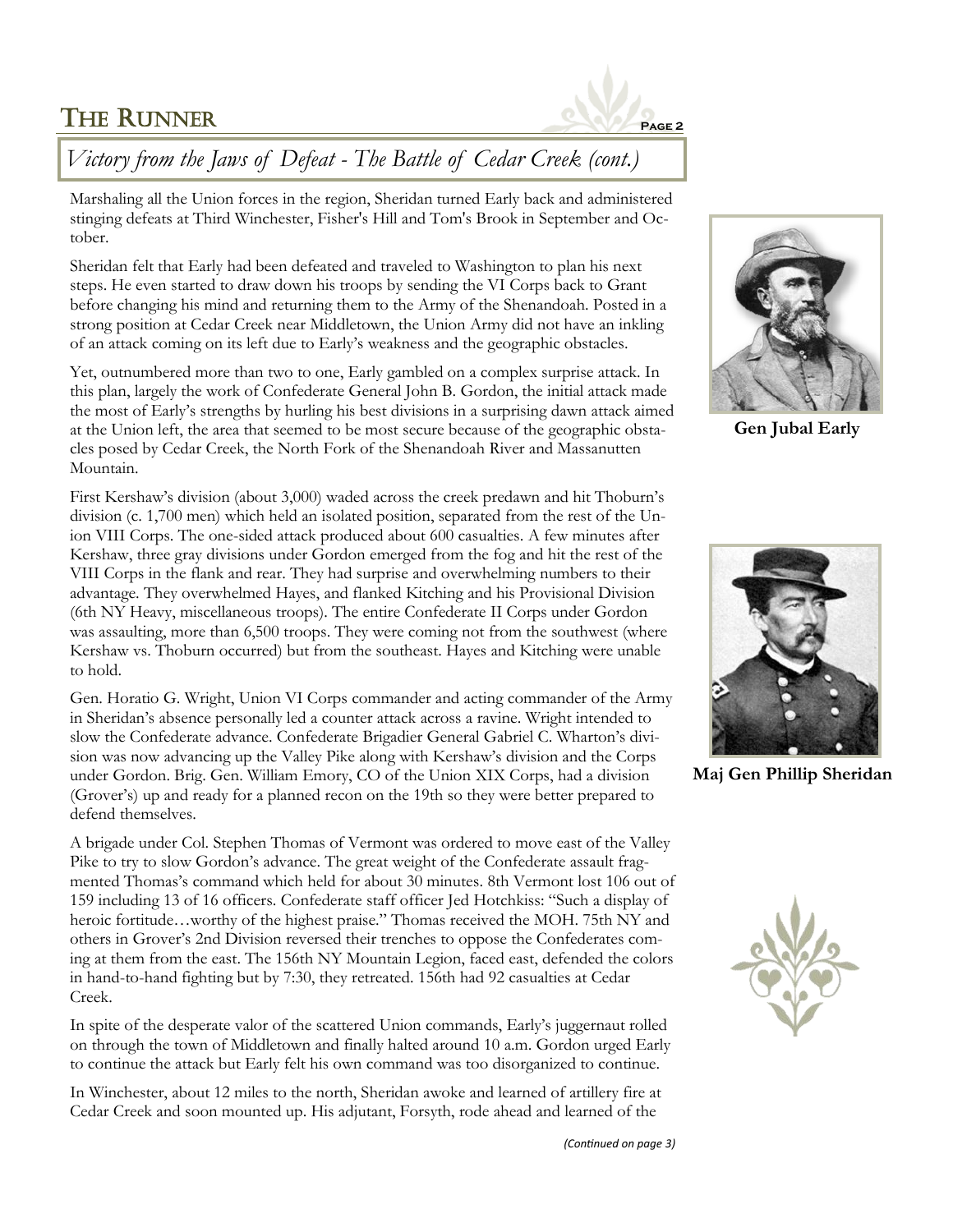## Victory from the Jaws of Defeat - The Battle of Cedar Creek (cont.)

Marshaling all the Union forces in the region, Sheridan turned Early back and administered stinging defeats at Third Winchester, Fisher's Hill and Tom's Brook in September and October.

Sheridan felt that Early had been defeated and traveled to Washington to plan his next steps. He even started to draw down his troops by sending the VI Corps back to Grant before changing his mind and returning them to the Army of the Shenandoah. Posted in a strong position at Cedar Creek near Middletown, the Union Army did not have an inkling of an attack coming on its left due to Early's weakness and the geographic obstacles.

Yet, outnumbered more than two to one, Early gambled on a complex surprise attack. In this plan, largely the work of Confederate General John B. Gordon, the initial attack made the most of Early's strengths by hurling his best divisions in a surprising dawn attack aimed at the Union left, the area that seemed to be most secure because of the geographic obstacles posed by Cedar Creek, the North Fork of the Shenandoah River and Massanutten Mountain.

First Kershaw's division (about 3,000) waded across the creek predawn and hit Thoburn's division (c. 1,700 men) which held an isolated position, separated from the rest of the Union VIII Corps. The one-sided attack produced about 600 casualties. A few minutes after Kershaw, three gray divisions under Gordon emerged from the fog and hit the rest of the VIII Corps in the flank and rear. They had surprise and overwhelming numbers to their advantage. They overwhelmed Hayes, and flanked Kitching and his Provisional Division (6th NY Heavy, miscellaneous troops). The entire Confederate II Corps under Gordon was assaulting, more than 6,500 troops. They were coming not from the southwest (where Kershaw vs. Thoburn occurred) but from the southeast. Hayes and Kitching were unable to hold.

Gen. Horatio G. Wright, Union VI Corps commander and acting commander of the Army in Sheridan's absence personally led a counter attack across a ravine. Wright intended to slow the Confederate advance. Confederate Brigadier General Gabriel C. Wharton's division was now advancing up the Valley Pike along with Kershaw's division and the Corps under Gordon. Brig. Gen. William Emory, CO of the Union XIX Corps, had a division (Grover's) up and ready for a planned recon on the 19th so they were better prepared to defend themselves.

A brigade under Col. Stephen Thomas of Vermont was ordered to move east of the Valley Pike to try to slow Gordon's advance. The great weight of the Confederate assault fragmented Thomas's command which held for about 30 minutes. 8th Vermont lost 106 out of 159 including 13 of 16 officers. Confederate staff officer Jed Hotchkiss: "Such a display of heroic fortitude…worthy of the highest praise." Thomas received the MOH. 75th NY and others in Grover's 2nd Division reversed their trenches to oppose the Confederates coming at them from the east. The 156th NY Mountain Legion, faced east, defended the colors in hand-to-hand fighting but by 7:30, they retreated. 156th had 92 casualties at Cedar Creek.

In spite of the desperate valor of the scattered Union commands, Early's juggernaut rolled on through the town of Middletown and finally halted around 10 a.m. Gordon urged Early to continue the attack but Early felt his own command was too disorganized to continue.

In Winchester, about 12 miles to the north, Sheridan awoke and learned of artillery fire at Cedar Creek and soon mounted up. His adjutant, Forsyth, rode ahead and learned of the

*(Continued on page 3)*

**Gen Jubal Early**

**Maj Gen Phillip Sheridan**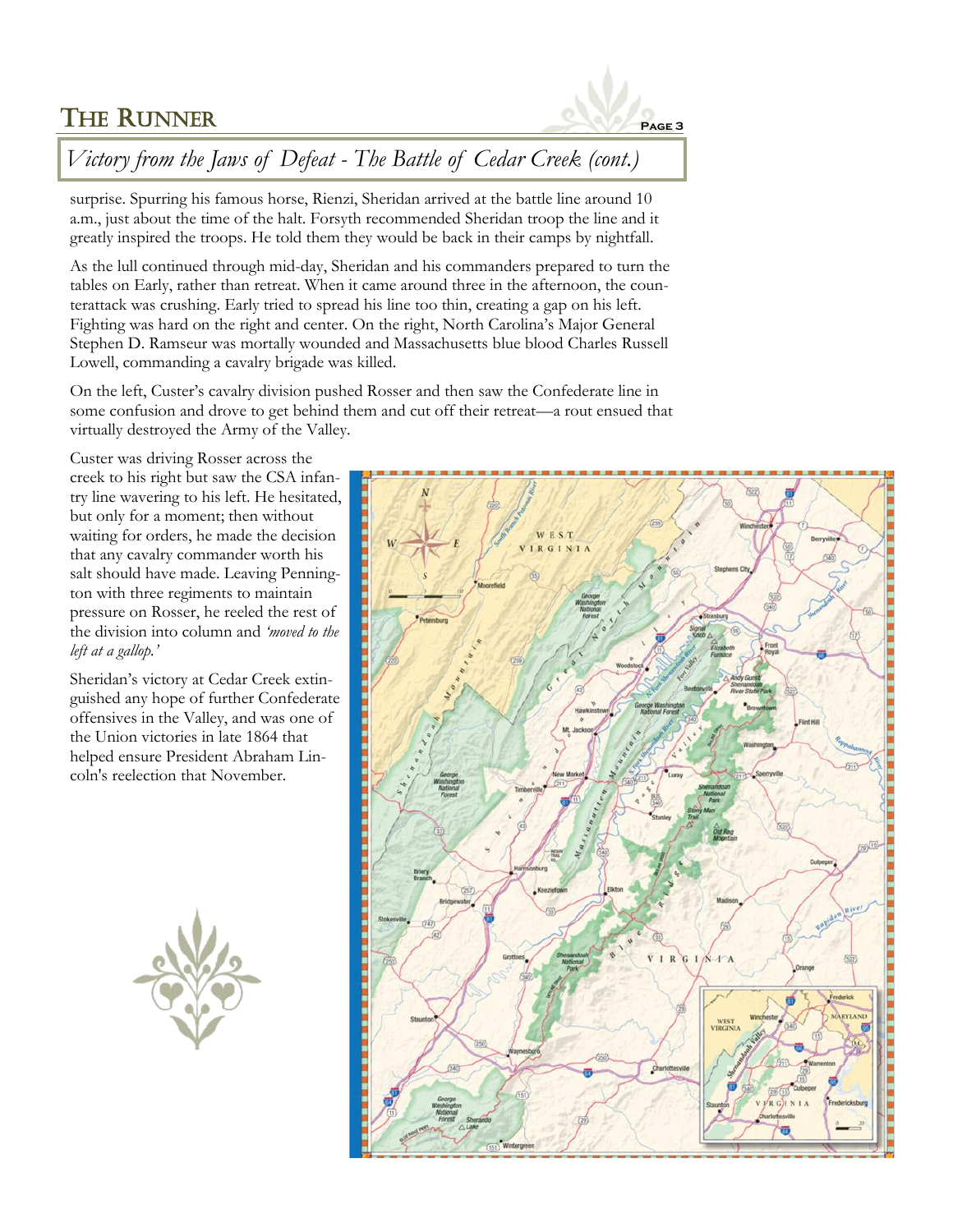## Victory from the Jaws of Defeat - The Battle of Cedar Creek (cont.)

surprise. Spurring his famous horse, Rienzi, Sheridan arrived at the battle line around 10 a.m., just about the time of the halt. Forsyth recommended Sheridan troop the line and it greatly inspired the troops. He told them they would be back in their camps by nightfall.

As the lull continued through mid-day, Sheridan and his commanders prepared to turn the tables on Early, rather than retreat. When it came around three in the afternoon, the counterattack was crushing. Early tried to spread his line too thin, creating a gap on his left. Fighting was hard on the right and center. On the right, North Carolina's Major General Stephen D. Ramseur was mortally wounded and Massachusetts blue blood Charles Russell Lowell, commanding a cavalry brigade was killed.

On the left, Custer's cavalry division pushed Rosser and then saw the Confederate line in some confusion and drove to get behind them and cut off their retreat—a rout ensued that virtually destroyed the Army of the Valley.

Custer was driving Rosser across the creek to his right but saw the CSA infantry line wavering to his left. He hesitated, but only for a moment; then without waiting for orders, he made the decision that any cavalry commander worth his salt should have made. Leaving Pennington with three regiments to maintain pressure on Rosser, he reeled the rest of the division into column and *'moved to the left at a gallop.'*

Sheridan's victory at Cedar Creek extinguished any hope of further Confederate offensives in the Valley, and was one of the Union victories in late 1864 that helped ensure President Abraham Lincoln's reelection that November.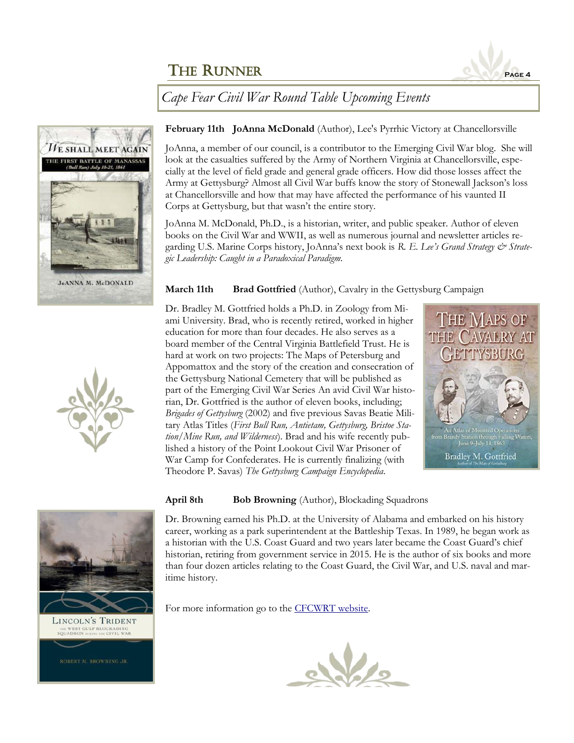## Cape Fear Civil War Round Table Upcoming Events

**February 11th  JoAnna McDonald** (Author), Lee's Pyrrhic Victory at Chancellorsville

JoAnna, a member of our council, is a contributor to the Emerging Civil War blog. She will look at the casualties suffered by the Army of Northern Virginia at Chancellorsville, especially at the level of field grade and general grade officers. How did those losses affect the Army at Gettysburg? Almost all Civil War buffs know the story of Stonewall Jackson's loss at Chancellorsville and how that may have affected the performance of his vaunted II Corps at Gettysburg, but that wasn't the entire story.

JoAnna M. McDonald, Ph.D., is a historian, writer, and public speaker. Author of eleven books on the Civil War and WWII, as well as numerous journal and newsletter articles regarding U.S. Marine Corps history, JoAnna's next book is *R. E. Lee's Grand Strategy & Strategic Leadership: Caught in a Paradoxical Paradigm.*

**March 11th  Brad Gottfried** (Author), Cavalry in the Gettysburg Campaign

Dr. Bradley M. Gottfried holds a Ph.D. in Zoology from Miami University. Brad, who is recently retired, worked in higher education for more than four decades. He also serves as a board member of the Central Virginia Battlefield Trust. He is hard at work on two projects: The Maps of Petersburg and Appomattox and the story of the creation and consecration of the Gettysburg National Cemetery that will be published as part of the Emerging Civil War Series An avid Civil War historian, Dr. Gottfried is the author of eleven books, including; *Brigades of Gettysburg* (2002) and five previous Savas Beatie Military Atlas Titles (*First Bull Run, Antietam, Gettysburg, Bristoe Station/Mine Run, and Wilderness*). Brad and his wife recently published a history of the Point Lookout Civil War Prisoner of War Camp for Confederates. He is currently finalizing (with Theodore P. Savas) *The Gettysburg Campaign Encyclopedia*.

**April 8th  Bob Browning** (Author), Blockading Squadrons

Dr. Browning earned his Ph.D. at the University of Alabama and embarked on his history career, working as a park superintendent at the Battleship Texas. In 1989, he began work as a historian with the U.S. Coast Guard and two years later became the Coast Guard's chief historian, retiring from government service in 2015. He is the author of six books and more than four dozen articles relating to the Coast Guard, the Civil War, and U.S. naval and maritime history.

For more information go to the CFCWRT website.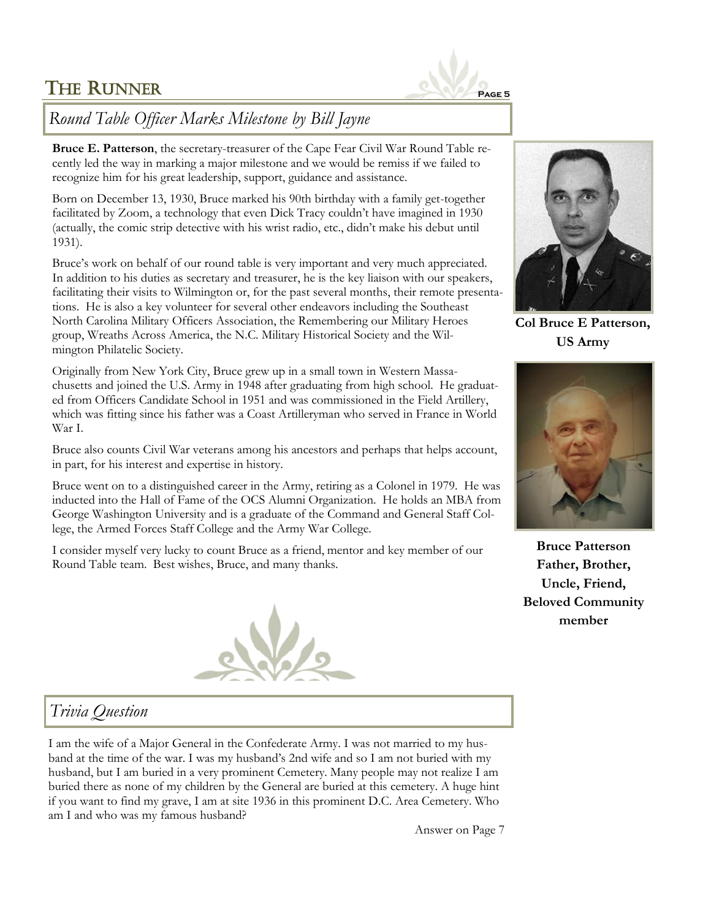## *Round Table Officer Marks Milestone by Bill Jayne*

**Bruce E. Patterson**, the secretary-treasurer of the Cape Fear Civil War Round Table recently led the way in marking a major milestone and we would be remiss if we failed to recognize him for his great leadership, support, guidance and assistance.

Born on December 13, 1930, Bruce marked his 90th birthday with a family get-together facilitated by Zoom, a technology that even Dick Tracy couldn't have imagined in 1930 (actually, the comic strip detective with his wrist radio, etc., didn't make his debut until 1931).

Bruce's work on behalf of our round table is very important and very much appreciated. In addition to his duties as secretary and treasurer, he is the key liaison with our speakers, facilitating their visits to Wilmington or, for the past several months, their remote presentations. He is also a key volunteer for several other endeavors including the Southeast North Carolina Military Officers Association, the Remembering our Military Heroes group, Wreaths Across America, the N.C. Military Historical Society and the Wilmington Philatelic Society.

Originally from New York City, Bruce grew up in a small town in Western Massachusetts and joined the U.S. Army in 1948 after graduating from high school. He graduated from Officers Candidate School in 1951 and was commissioned in the Field Artillery, which was fitting since his father was a Coast Artilleryman who served in France in World War I.

Bruce also counts Civil War veterans among his ancestors and perhaps that helps account, in part, for his interest and expertise in history.

Bruce went on to a distinguished career in the Army, retiring as a Colonel in 1979. He was inducted into the Hall of Fame of the OCS Alumni Organization. He holds an MBA from George Washington University and is a graduate of the Command and General Staff College, the Armed Forces Staff College and the Army War College.

I consider myself very lucky to count Bruce as a friend, mentor and key member of our Round Table team. Best wishes, Bruce, and many thanks.

**Col Bruce E Patterson, US Army**

**Bruce Patterson Father, Brother, Uncle, Friend, Beloved Community member**

## *Trivia Question*

I am the wife of a Major General in the Confederate Army. I was not married to my husband at the time of the war. I was my husband's 2nd wife and so I am not buried with my husband, but I am buried in a very prominent Cemetery. Many people may not realize I am buried there as none of my children by the General are buried at this cemetery. A huge hint if you want to find my grave, I am at site 1936 in this prominent D.C. Area Cemetery. Who am I and who was my famous husband?

Answer on Page 7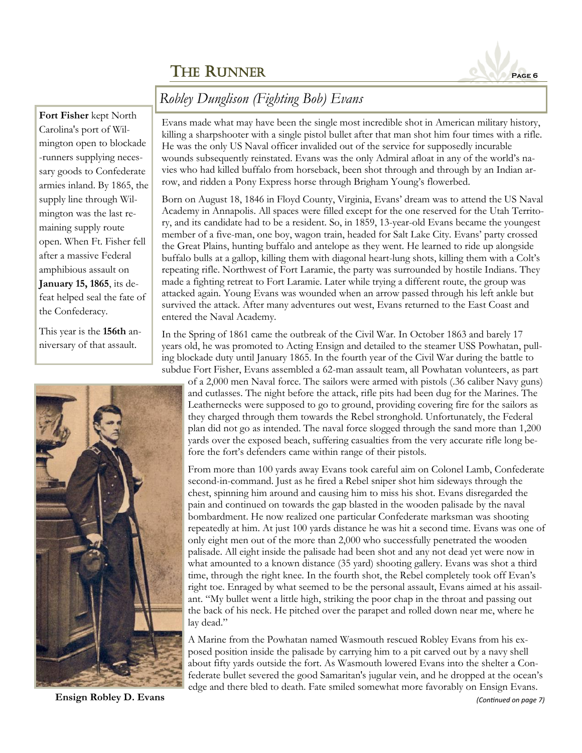## Robley Dunglison (Fighting Bob) Evans

Evans made what may have been the single most incredible shot in American military history, killing a sharpshooter with a single pistol bullet after that man shot him four times with a rifle. He was the only US Naval officer invalided out of the service for supposedly incurable wounds subsequently reinstated. Evans was the only Admiral afloat in any of the world's navies who had killed buffalo from horseback, been shot through and through by an Indian arrow, and ridden a Pony Express horse through Brigham Young's flowerbed.

Born on August 18, 1846 in Floyd County, Virginia, Evans' dream was to attend the US Naval Academy in Annapolis. All spaces were filled except for the one reserved for the Utah Territory, and its candidate had to be a resident. So, in 1859, 13-year-old Evans became the youngest member of a five-man, one boy, wagon train, headed for Salt Lake City. Evans' party crossed the Great Plains, hunting buffalo and antelope as they went. He learned to ride up alongside buffalo bulls at a gallop, killing them with diagonal heart-lung shots, killing them with a Colt's repeating rifle. Northwest of Fort Laramie, the party was surrounded by hostile Indians. They made a fighting retreat to Fort Laramie. Later while trying a different route, the group was attacked again. Young Evans was wounded when an arrow passed through his left ankle but survived the attack. After many adventures out west, Evans returned to the East Coast and entered the Naval Academy.

In the Spring of 1861 came the outbreak of the Civil War. In October 1863 and barely 17 years old, he was promoted to Acting Ensign and detailed to the steamer USS Powhatan, pulling blockade duty until January 1865. In the fourth year of the Civil War during the battle to subdue Fort Fisher, Evans assembled a 62-man assault team, all Powhatan volunteers, as part of a 2,000 men Naval force. The sailors were armed with pistols (.36 caliber Navy guns) and cutlasses. The night before the attack, rifle pits had been dug for the Marines. The Leathernecks were supposed to go to ground, providing covering fire for the sailors as they charged through them towards the Rebel stronghold. Unfortunately, the Federal plan did not go as intended. The naval force slogged through the sand more than 1,200 yards over the exposed beach, suffering casualties from the very accurate rifle long before the fort's defenders came within range of their pistols.

From more than 100 yards away Evans took careful aim on Colonel Lamb, Confederate second-in-command. Just as he fired a Rebel sniper shot him sideways through the chest, spinning him around and causing him to miss his shot. Evans disregarded the pain and continued on towards the gap blasted in the wooden palisade by the naval bombardment. He now realized one particular Confederate marksman was shooting repeatedly at him. At just 100 yards distance he was hit a second time. Evans was one of only eight men out of the more than 2,000 who successfully penetrated the wooden palisade. All eight inside the palisade had been shot and any not dead yet were now in what amounted to a known distance (35 yard) shooting gallery. Evans was shot a third time, through the right knee. In the fourth shot, the Rebel completely took off Evan's right toe. Enraged by what seemed to be the personal assault, Evans aimed at his assailant. "My bullet went a little high, striking the poor chap in the throat and passing out the back of his neck. He pitched over the parapet and rolled down near me, where he lay dead."

A Marine from the Powhatan named Wasmouth rescued Robley Evans from his exposed position inside the palisade by carrying him to a pit carved out by a navy shell about fifty yards outside the fort. As Wasmouth lowered Evans into the shelter a Confederate bullet severed the good Samaritan's jugular vein, and he dropped at the ocean's edge and there bled to death. Fate smiled somewhat more favorably on Ensign Evans.

*(Continued on page 7)*

**Fort Fisher** kept North Carolina's port of Wilmington open to blockade-runners supplying necessary goods to Confederate armies inland. By 1865, the supply line through Wilmington was the last remaining supply route open. When Ft. Fisher fell after a massive Federal amphibious assault on **January 15, 1865**, its defeat helped seal the fate of the Confederacy.

This year is the **156th** anniversary of that assault.

**Ensign Robley D. Evans**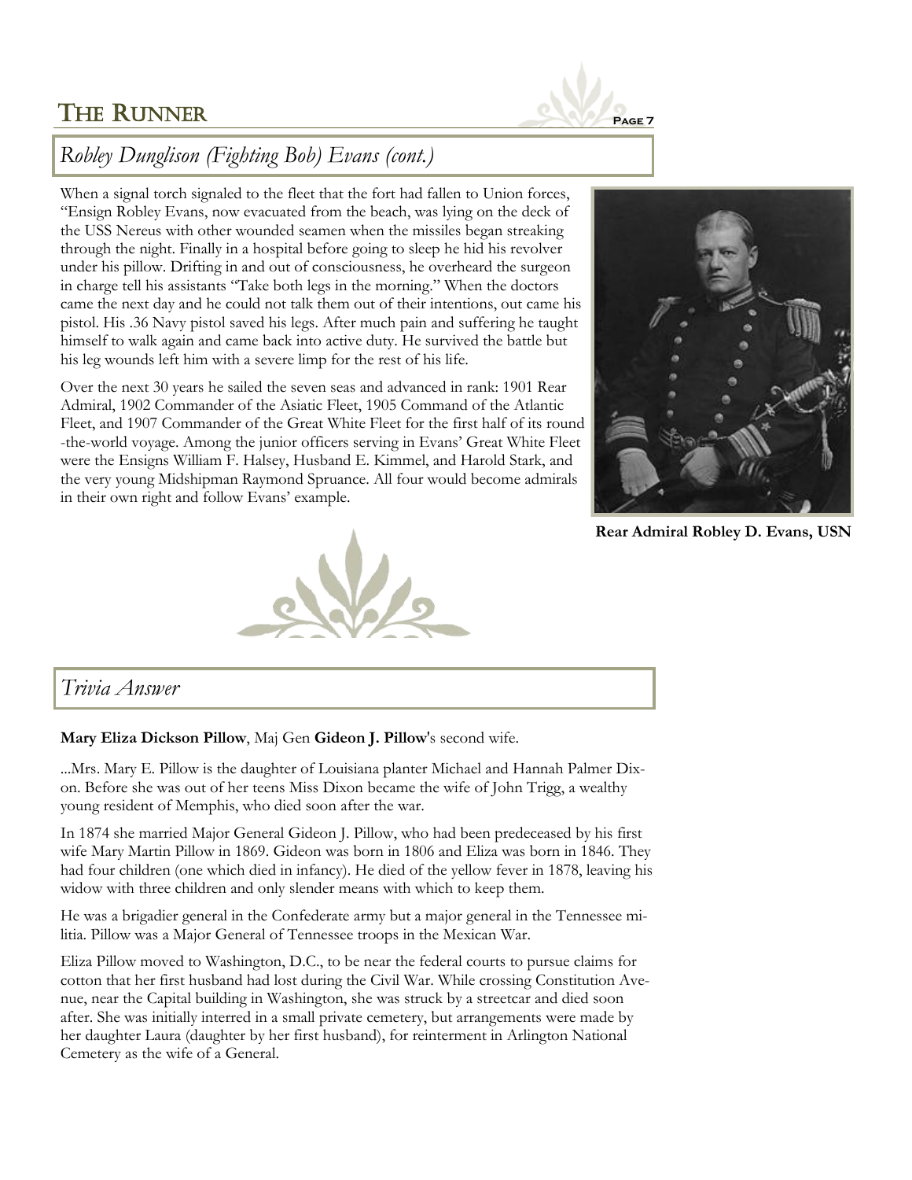## *Robley Dunglison (Fighting Bob) Evans (cont.)*

When a signal torch signaled to the fleet that the fort had fallen to Union forces, "Ensign Robley Evans, now evacuated from the beach, was lying on the deck of the USS Nereus with other wounded seamen when the missiles began streaking through the night. Finally in a hospital before going to sleep he hid his revolver under his pillow. Drifting in and out of consciousness, he overheard the surgeon in charge tell his assistants "Take both legs in the morning." When the doctors came the next day and he could not talk them out of their intentions, out came his pistol. His .36 Navy pistol saved his legs. After much pain and suffering he taught himself to walk again and came back into active duty. He survived the battle but his leg wounds left him with a severe limp for the rest of his life.

Over the next 30 years he sailed the seven seas and advanced in rank: 1901 Rear Admiral, 1902 Commander of the Asiatic Fleet, 1905 Command of the Atlantic Fleet, and 1907 Commander of the Great White Fleet for the first half of its round-the-world voyage. Among the junior officers serving in Evans' Great White Fleet were the Ensigns William F. Halsey, Husband E. Kimmel, and Harold Stark, and the very young Midshipman Raymond Spruance. All four would become admirals in their own right and follow Evans' example.

**Rear Admiral Robley D. Evans, USN**

## *Trivia Answer*

**Mary Eliza Dickson Pillow**, Maj Gen **Gideon J. Pillow**'s second wife.

...Mrs. Mary E. Pillow is the daughter of Louisiana planter Michael and Hannah Palmer Dixon. Before she was out of her teens Miss Dixon became the wife of John Trigg, a wealthy young resident of Memphis, who died soon after the war.

In 1874 she married Major General Gideon J. Pillow, who had been predeceased by his first wife Mary Martin Pillow in 1869. Gideon was born in 1806 and Eliza was born in 1846. They had four children (one which died in infancy). He died of the yellow fever in 1878, leaving his widow with three children and only slender means with which to keep them.

He was a brigadier general in the Confederate army but a major general in the Tennessee militia. Pillow was a Major General of Tennessee troops in the Mexican War.

Eliza Pillow moved to Washington, D.C., to be near the federal courts to pursue claims for cotton that her first husband had lost during the Civil War. While crossing Constitution Avenue, near the Capital building in Washington, she was struck by a streetcar and died soon after. She was initially interred in a small private cemetery, but arrangements were made by her daughter Laura (daughter by her first husband), for reinterment in Arlington National Cemetery as the wife of a General.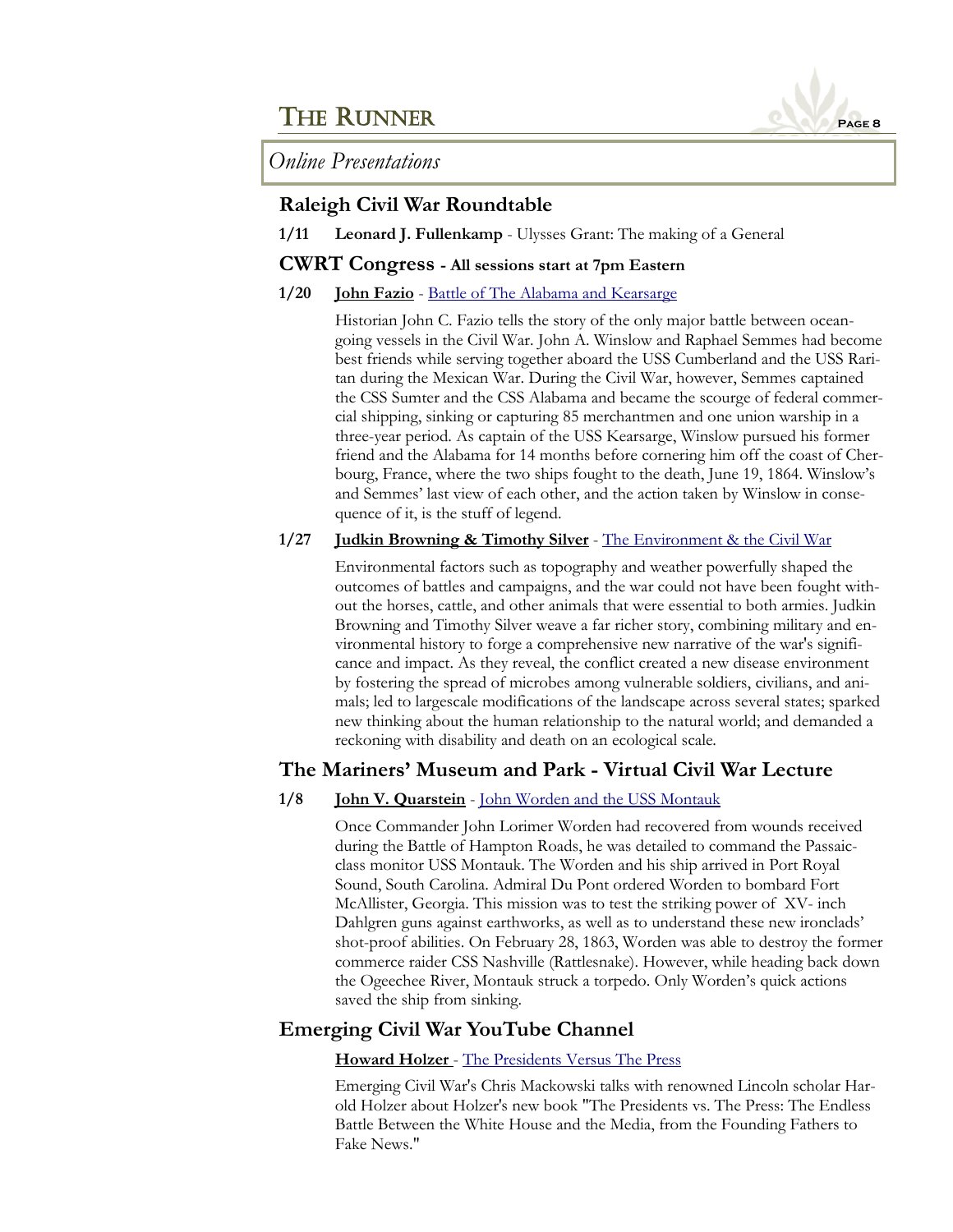## Online Presentations

### Raleigh Civil War Roundtable

**1/11** **Leonard J. Fullenkamp** - Ulysses Grant: The making of a General

### CWRT Congress - All sessions start at 7pm Eastern

**1/20** **John Fazio** - Battle of The Alabama and Kearsarge

Historian John C. Fazio tells the story of the only major battle between ocean-going vessels in the Civil War. John A. Winslow and Raphael Semmes had become best friends while serving together aboard the USS Cumberland and the USS Raritan during the Mexican War. During the Civil War, however, Semmes captained the CSS Sumter and the CSS Alabama and became the scourge of federal commercial shipping, sinking or capturing 85 merchantmen and one union warship in a three-year period. As captain of the USS Kearsarge, Winslow pursued his former friend and the Alabama for 14 months before cornering him off the coast of Cherbourg, France, where the two ships fought to the death, June 19, 1864. Winslow's and Semmes' last view of each other, and the action taken by Winslow in consequence of it, is the stuff of legend.

**1/27** **Judkin Browning & Timothy Silver** - The Environment & the Civil War

Environmental factors such as topography and weather powerfully shaped the outcomes of battles and campaigns, and the war could not have been fought without the horses, cattle, and other animals that were essential to both armies. Judkin Browning and Timothy Silver weave a far richer story, combining military and environmental history to forge a comprehensive new narrative of the war's significance and impact. As they reveal, the conflict created a new disease environment by fostering the spread of microbes among vulnerable soldiers, civilians, and animals; led to largescale modifications of the landscape across several states; sparked new thinking about the human relationship to the natural world; and demanded a reckoning with disability and death on an ecological scale.

### The Mariners' Museum and Park - Virtual Civil War Lecture

**1/8** **John V. Quarstein** - John Worden and the USS Montauk

Once Commander John Lorimer Worden had recovered from wounds received during the Battle of Hampton Roads, he was detailed to command the Passaic-class monitor USS Montauk. The Worden and his ship arrived in Port Royal Sound, South Carolina. Admiral Du Pont ordered Worden to bombard Fort McAllister, Georgia. This mission was to test the striking power of XV- inch Dahlgren guns against earthworks, as well as to understand these new ironclads' shot-proof abilities. On February 28, 1863, Worden was able to destroy the former commerce raider CSS Nashville (Rattlesnake). However, while heading back down the Ogeechee River, Montauk struck a torpedo. Only Worden's quick actions saved the ship from sinking.

### Emerging Civil War YouTube Channel

**Howard Holzer** - The Presidents Versus The Press

Emerging Civil War's Chris Mackowski talks with renowned Lincoln scholar Harold Holzer about Holzer's new book "The Presidents vs. The Press: The Endless Battle Between the White House and the Media, from the Founding Fathers to Fake News."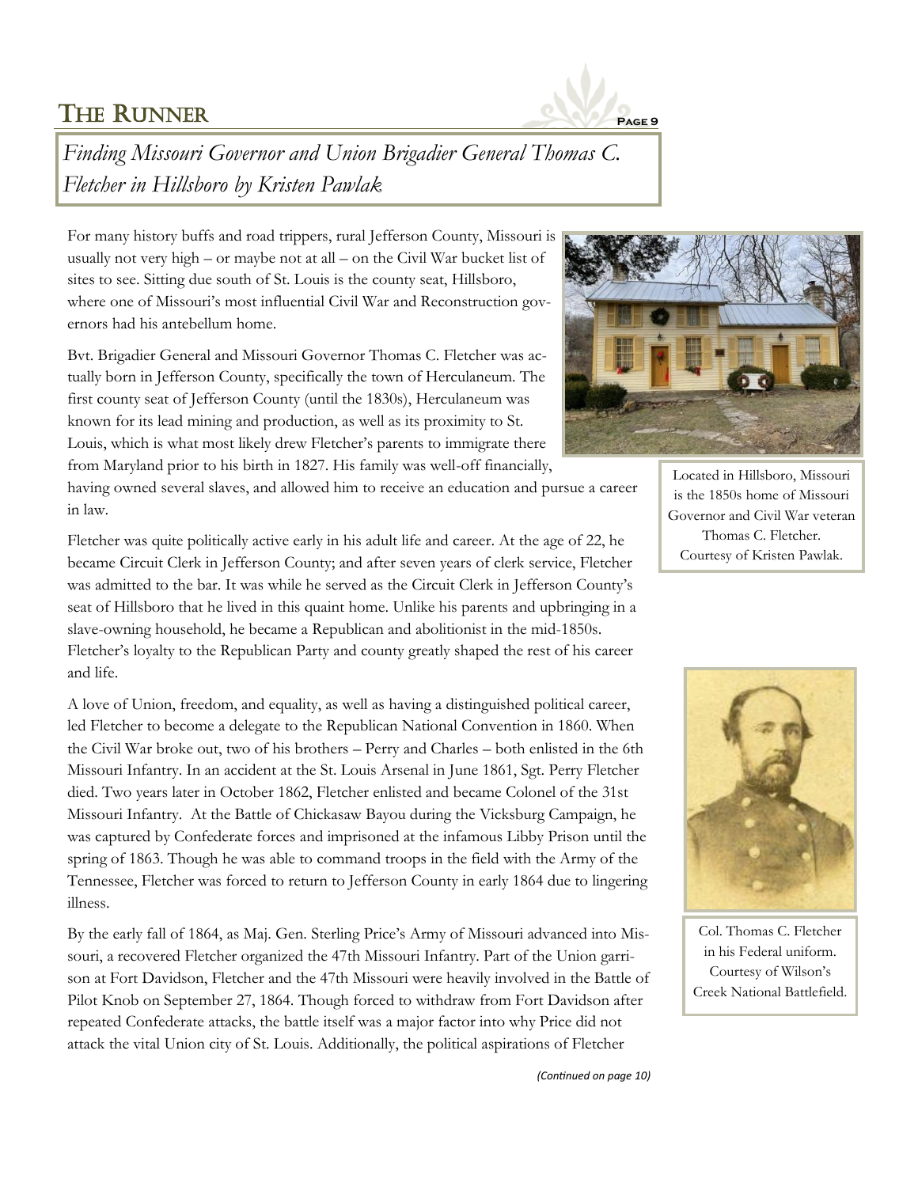## Finding Missouri Governor and Union Brigadier General Thomas C. Fletcher in Hillsboro by Kristen Pawlak

For many history buffs and road trippers, rural Jefferson County, Missouri is usually not very high – or maybe not at all – on the Civil War bucket list of sites to see. Sitting due south of St. Louis is the county seat, Hillsboro, where one of Missouri's most influential Civil War and Reconstruction governors had his antebellum home.

Bvt. Brigadier General and Missouri Governor Thomas C. Fletcher was actually born in Jefferson County, specifically the town of Herculaneum. The first county seat of Jefferson County (until the 1830s), Herculaneum was known for its lead mining and production, as well as its proximity to St. Louis, which is what most likely drew Fletcher's parents to immigrate there from Maryland prior to his birth in 1827. His family was well-off financially, having owned several slaves, and allowed him to receive an education and pursue a career in law.

Located in Hillsboro, Missouri is the 1850s home of Missouri Governor and Civil War veteran Thomas C. Fletcher. Courtesy of Kristen Pawlak.

Fletcher was quite politically active early in his adult life and career. At the age of 22, he became Circuit Clerk in Jefferson County; and after seven years of clerk service, Fletcher was admitted to the bar. It was while he served as the Circuit Clerk in Jefferson County's seat of Hillsboro that he lived in this quaint home. Unlike his parents and upbringing in a slave-owning household, he became a Republican and abolitionist in the mid-1850s. Fletcher's loyalty to the Republican Party and county greatly shaped the rest of his career and life.

A love of Union, freedom, and equality, as well as having a distinguished political career, led Fletcher to become a delegate to the Republican National Convention in 1860. When the Civil War broke out, two of his brothers – Perry and Charles – both enlisted in the 6th Missouri Infantry. In an accident at the St. Louis Arsenal in June 1861, Sgt. Perry Fletcher died. Two years later in October 1862, Fletcher enlisted and became Colonel of the 31st Missouri Infantry. At the Battle of Chickasaw Bayou during the Vicksburg Campaign, he was captured by Confederate forces and imprisoned at the infamous Libby Prison until the spring of 1863. Though he was able to command troops in the field with the Army of the Tennessee, Fletcher was forced to return to Jefferson County in early 1864 due to lingering illness.

Col. Thomas C. Fletcher in his Federal uniform. Courtesy of Wilson's Creek National Battlefield.

By the early fall of 1864, as Maj. Gen. Sterling Price's Army of Missouri advanced into Missouri, a recovered Fletcher organized the 47th Missouri Infantry. Part of the Union garrison at Fort Davidson, Fletcher and the 47th Missouri were heavily involved in the Battle of Pilot Knob on September 27, 1864. Though forced to withdraw from Fort Davidson after repeated Confederate attacks, the battle itself was a major factor into why Price did not attack the vital Union city of St. Louis. Additionally, the political aspirations of Fletcher

*(Continued on page 10)*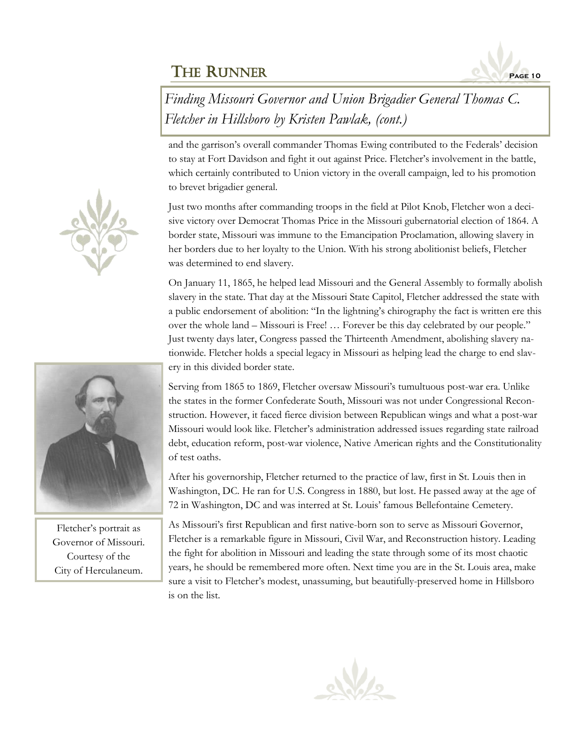*Finding Missouri Governor and Union Brigadier General Thomas C. Fletcher in Hillsboro by Kristen Pawlak, (cont.)*

and the garrison's overall commander Thomas Ewing contributed to the Federals' decision to stay at Fort Davidson and fight it out against Price. Fletcher's involvement in the battle, which certainly contributed to Union victory in the overall campaign, led to his promotion to brevet brigadier general.

Just two months after commanding troops in the field at Pilot Knob, Fletcher won a decisive victory over Democrat Thomas Price in the Missouri gubernatorial election of 1864. A border state, Missouri was immune to the Emancipation Proclamation, allowing slavery in her borders due to her loyalty to the Union. With his strong abolitionist beliefs, Fletcher was determined to end slavery.

On January 11, 1865, he helped lead Missouri and the General Assembly to formally abolish slavery in the state. That day at the Missouri State Capitol, Fletcher addressed the state with a public endorsement of abolition: "In the lightning's chirography the fact is written ere this over the whole land – Missouri is Free! … Forever be this day celebrated by our people." Just twenty days later, Congress passed the Thirteenth Amendment, abolishing slavery nationwide. Fletcher holds a special legacy in Missouri as helping lead the charge to end slavery in this divided border state.

Serving from 1865 to 1869, Fletcher oversaw Missouri's tumultuous post-war era. Unlike the states in the former Confederate South, Missouri was not under Congressional Reconstruction. However, it faced fierce division between Republican wings and what a post-war Missouri would look like. Fletcher's administration addressed issues regarding state railroad debt, education reform, post-war violence, Native American rights and the Constitutionality of test oaths.

After his governorship, Fletcher returned to the practice of law, first in St. Louis then in Washington, DC. He ran for U.S. Congress in 1880, but lost. He passed away at the age of 72 in Washington, DC and was interred at St. Louis' famous Bellefontaine Cemetery.

As Missouri's first Republican and first native-born son to serve as Missouri Governor, Fletcher is a remarkable figure in Missouri, Civil War, and Reconstruction history. Leading the fight for abolition in Missouri and leading the state through some of its most chaotic years, he should be remembered more often. Next time you are in the St. Louis area, make sure a visit to Fletcher's modest, unassuming, but beautifully-preserved home in Hillsboro is on the list.

Fletcher's portrait as Governor of Missouri. Courtesy of the City of Herculaneum.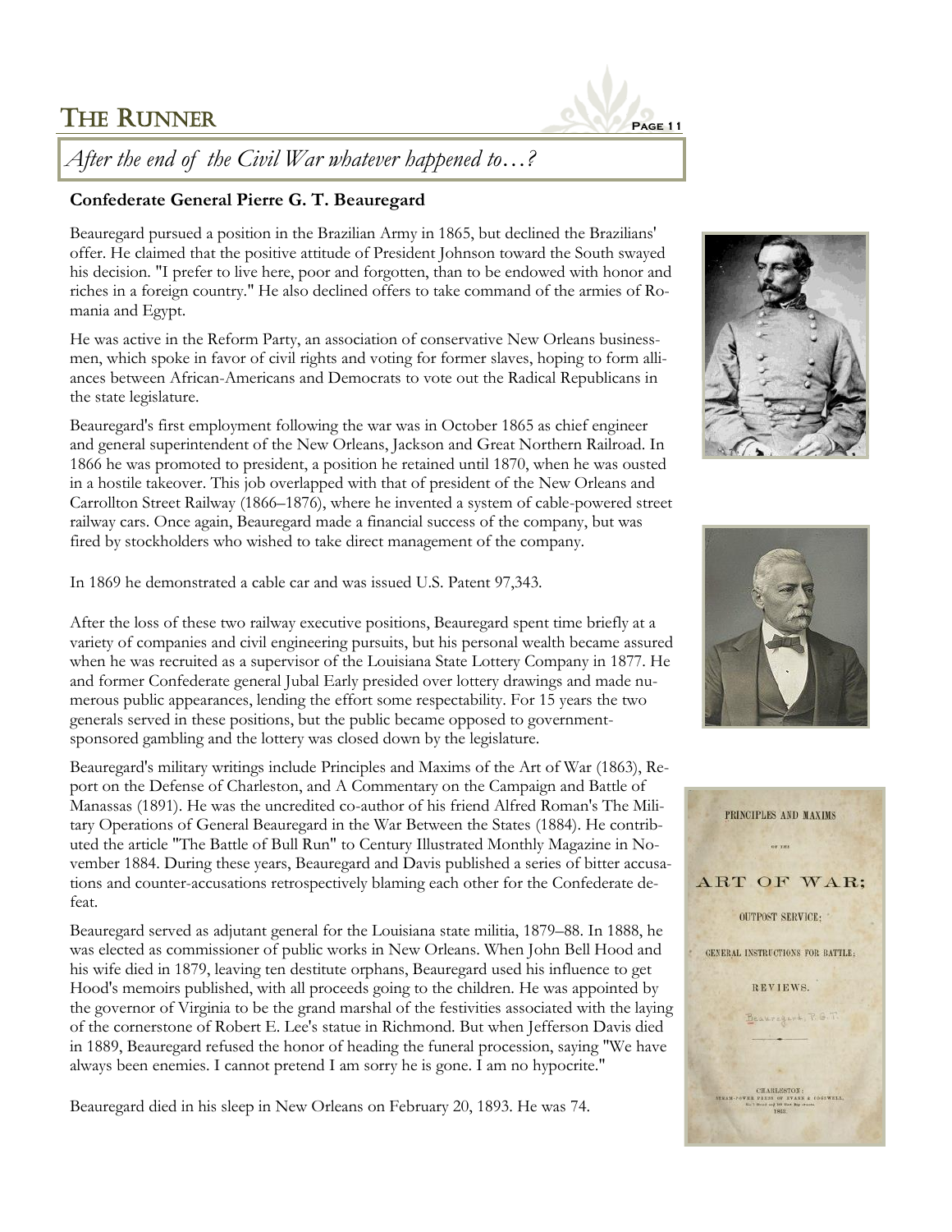*After the end of the Civil War whatever happened to…?*

**Confederate General Pierre G. T. Beauregard**

Beauregard pursued a position in the Brazilian Army in 1865, but declined the Brazilians' offer. He claimed that the positive attitude of President Johnson toward the South swayed his decision. "I prefer to live here, poor and forgotten, than to be endowed with honor and riches in a foreign country." He also declined offers to take command of the armies of Romania and Egypt.

He was active in the Reform Party, an association of conservative New Orleans businessmen, which spoke in favor of civil rights and voting for former slaves, hoping to form alliances between African-Americans and Democrats to vote out the Radical Republicans in the state legislature.

Beauregard's first employment following the war was in October 1865 as chief engineer and general superintendent of the New Orleans, Jackson and Great Northern Railroad. In 1866 he was promoted to president, a position he retained until 1870, when he was ousted in a hostile takeover. This job overlapped with that of president of the New Orleans and Carrollton Street Railway (1866–1876), where he invented a system of cable-powered street railway cars. Once again, Beauregard made a financial success of the company, but was fired by stockholders who wished to take direct management of the company.

In 1869 he demonstrated a cable car and was issued U.S. Patent 97,343.

After the loss of these two railway executive positions, Beauregard spent time briefly at a variety of companies and civil engineering pursuits, but his personal wealth became assured when he was recruited as a supervisor of the Louisiana State Lottery Company in 1877. He and former Confederate general Jubal Early presided over lottery drawings and made numerous public appearances, lending the effort some respectability. For 15 years the two generals served in these positions, but the public became opposed to government-sponsored gambling and the lottery was closed down by the legislature.

Beauregard's military writings include Principles and Maxims of the Art of War (1863), Report on the Defense of Charleston, and A Commentary on the Campaign and Battle of Manassas (1891). He was the uncredited co-author of his friend Alfred Roman's The Military Operations of General Beauregard in the War Between the States (1884). He contributed the article "The Battle of Bull Run" to Century Illustrated Monthly Magazine in November 1884. During these years, Beauregard and Davis published a series of bitter accusations and counter-accusations retrospectively blaming each other for the Confederate defeat.

Beauregard served as adjutant general for the Louisiana state militia, 1879–88. In 1888, he was elected as commissioner of public works in New Orleans. When John Bell Hood and his wife died in 1879, leaving ten destitute orphans, Beauregard used his influence to get Hood's memoirs published, with all proceeds going to the children. He was appointed by the governor of Virginia to be the grand marshal of the festivities associated with the laying of the cornerstone of Robert E. Lee's statue in Richmond. But when Jefferson Davis died in 1889, Beauregard refused the honor of heading the funeral procession, saying "We have always been enemies. I cannot pretend I am sorry he is gone. I am no hypocrite."

Beauregard died in his sleep in New Orleans on February 20, 1893. He was 74.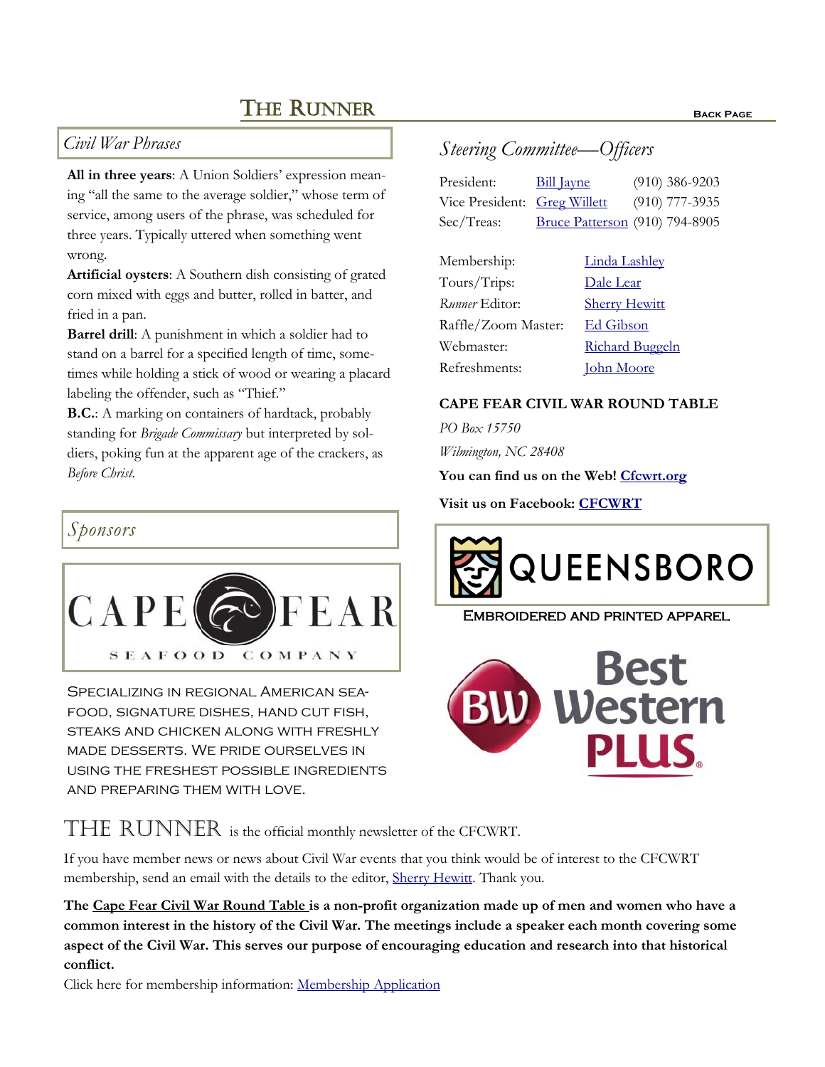## *Civil War Phrases*

**All in three years**: A Union Soldiers' expression meaning "all the same to the average soldier," whose term of service, among users of the phrase, was scheduled for three years. Typically uttered when something went wrong.

**Artificial oysters**: A Southern dish consisting of grated corn mixed with eggs and butter, rolled in batter, and fried in a pan.

**Barrel drill**: A punishment in which a soldier had to stand on a barrel for a specified length of time, sometimes while holding a stick of wood or wearing a placard labeling the offender, such as "Thief."

**B.C.**: A marking on containers of hardtack, probably standing for *Brigade Commissary* but interpreted by soldiers, poking fun at the apparent age of the crackers, as *Before Christ.*

## *Sponsors*

CAPE FEAR SEAFOOD COMPANY

Specializing in regional American seafood, signature dishes, hand cut fish, steaks and chicken along with freshly made desserts. We pride ourselves in using the freshest possible ingredients and preparing them with love.

## *Steering Committee—Officers*

| | | |
|---|---|---|
| President: | Bill Jayne | (910) 386-9203 |
| Vice President: | Greg Willett | (910) 777-3935 |
| Sec/Treas: | Bruce Patterson | (910) 794-8905 |

| | |
|---|---|
| Membership: | Linda Lashley |
| Tours/Trips: | Dale Lear |
| *Runner* Editor: | Sherry Hewitt |
| Raffle/Zoom Master: | Ed Gibson |
| Webmaster: | Richard Buggeln |
| Refreshments: | John Moore |

**CAPE FEAR CIVIL WAR ROUND TABLE**

*PO Box 15750*

*Wilmington, NC 28408*

**You can find us on the Web! Cfcwrt.org**

**Visit us on Facebook: CFCWRT**

QUEENSBORO

Embroidered and Printed Apparel

Best Western PLUS

THE RUNNER is the official monthly newsletter of the CFCWRT.

If you have member news or news about Civil War events that you think would be of interest to the CFCWRT membership, send an email with the details to the editor, Sherry Hewitt. Thank you.

**The Cape Fear Civil War Round Table is a non-profit organization made up of men and women who have a common interest in the history of the Civil War. The meetings include a speaker each month covering some aspect of the Civil War. This serves our purpose of encouraging education and research into that historical conflict.**

Click here for membership information: Membership Application